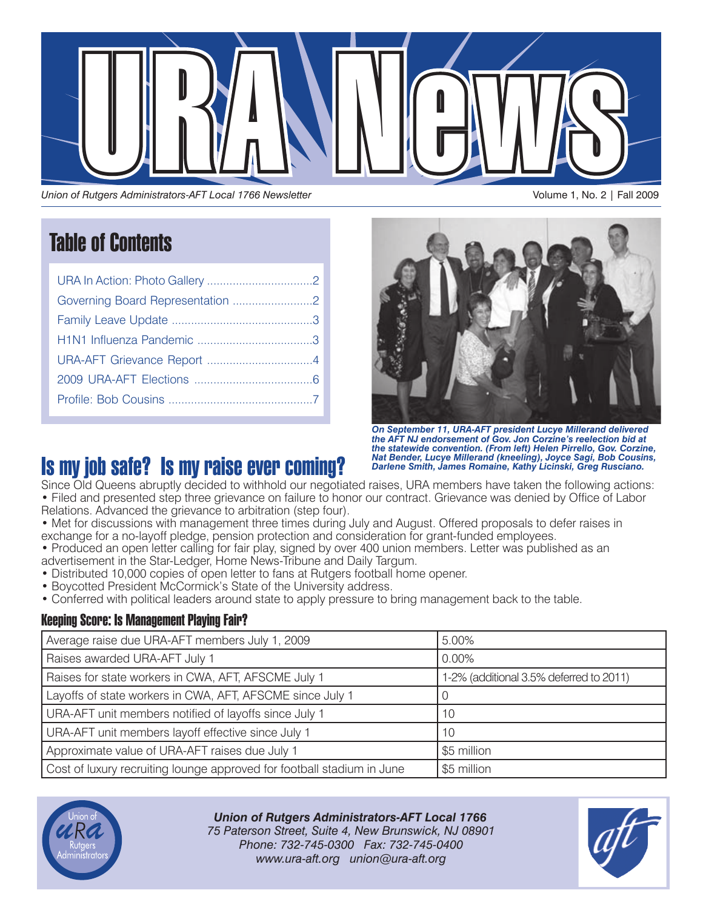# URA News

*Union of Rutgers Administrators-AFT Local 1766 Newsletter*

Volume 1, No. 2 | Fall 2009

## Table of Contents

- URA In Action: Photo Gallery ....2
- Governing Board Representation ....2
- Family Leave Update ....3
- H1N1 Influenza Pandemic ....3
- URA-AFT Grievance Report ....4
- 2009 URA-AFT Elections ....6
- Profile: Bob Cousins ....7

***On September 11, URA-AFT president Lucye Millerand delivered the AFT NJ endorsement of Gov. Jon Corzine's reelection bid at the statewide convention. (From left) Helen Pirrello, Gov. Corzine, Nat Bender, Lucye Millerand (kneeling), Joyce Sagi, Bob Cousins, Darlene Smith, James Romaine, Kathy Licinski, Greg Rusciano.***

## Is my job safe? Is my raise ever coming?

Since Old Queens abruptly decided to withhold our negotiated raises, URA members have taken the following actions:

- Filed and presented step three grievance on failure to honor our contract. Grievance was denied by Office of Labor Relations. Advanced the grievance to arbitration (step four).
- Met for discussions with management three times during July and August. Offered proposals to defer raises in exchange for a no-layoff pledge, pension protection and consideration for grant-funded employees.
- Produced an open letter calling for fair play, signed by over 400 union members. Letter was published as an advertisement in the Star-Ledger, Home News-Tribune and Daily Targum.
- Distributed 10,000 copies of open letter to fans at Rutgers football home opener.
- Boycotted President McCormick's State of the University address.
- Conferred with political leaders around state to apply pressure to bring management back to the table.

### Keeping Score: Is Management Playing Fair?

| | |
|---|---|
| Average raise due URA-AFT members July 1, 2009 | 5.00% |
| Raises awarded URA-AFT July 1 | 0.00% |
| Raises for state workers in CWA, AFT, AFSCME July 1 | 1-2% (additional 3.5% deferred to 2011) |
| Layoffs of state workers in CWA, AFT, AFSCME since July 1 | 0 |
| URA-AFT unit members notified of layoffs since July 1 | 10 |
| URA-AFT unit members layoff effective since July 1 | 10 |
| Approximate value of URA-AFT raises due July 1 | $5 million |
| Cost of luxury recruiting lounge approved for football stadium in June | $5 million |

***Union of Rutgers Administrators-AFT Local 1766***
*75 Paterson Street, Suite 4, New Brunswick, NJ 08901*
*Phone: 732-745-0300 Fax: 732-745-0400*
*www.ura-aft.org union@ura-aft.org*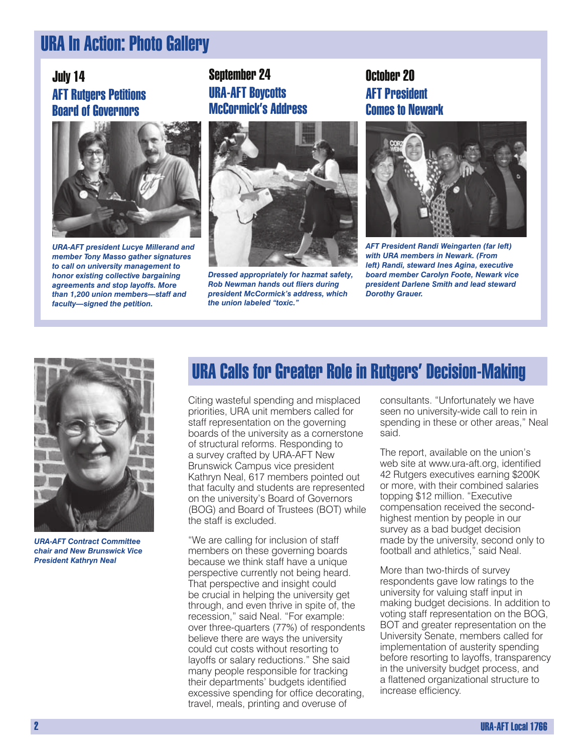# URA In Action: Photo Gallery

### July 14
### AFT Rutgers Petitions Board of Governors

*URA-AFT president Lucye Millerand and member Tony Masso gather signatures to call on university management to honor existing collective bargaining agreements and stop layoffs. More than 1,200 union members—staff and faculty—signed the petition.*

### September 24
### URA-AFT Boycotts McCormick's Address

*Dressed appropriately for hazmat safety, Rob Newman hands out fliers during president McCormick's address, which the union labeled "toxic."*

### October 20
### AFT President Comes to Newark

*AFT President Randi Weingarten (far left) with URA members in Newark. (From left) Randi, steward Ines Agina, executive board member Carolyn Foote, Newark vice president Darlene Smith and lead steward Dorothy Grauer.*

*URA-AFT Contract Committee chair and New Brunswick Vice President Kathryn Neal*

## URA Calls for Greater Role in Rutgers' Decision-Making

Citing wasteful spending and misplaced priorities, URA unit members called for staff representation on the governing boards of the university as a cornerstone of structural reforms. Responding to a survey crafted by URA-AFT New Brunswick Campus vice president Kathryn Neal, 617 members pointed out that faculty and students are represented on the university's Board of Governors (BOG) and Board of Trustees (BOT) while the staff is excluded.

"We are calling for inclusion of staff members on these governing boards because we think staff have a unique perspective currently not being heard. That perspective and insight could be crucial in helping the university get through, and even thrive in spite of, the recession," said Neal. "For example: over three-quarters (77%) of respondents believe there are ways the university could cut costs without resorting to layoffs or salary reductions." She said many people responsible for tracking their departments' budgets identified excessive spending for office decorating, travel, meals, printing and overuse of consultants. "Unfortunately we have seen no university-wide call to rein in spending in these or other areas," Neal said.

The report, available on the union's web site at www.ura-aft.org, identified 42 Rutgers executives earning $200K or more, with their combined salaries topping $12 million. "Executive compensation received the second-highest mention by people in our survey as a bad budget decision made by the university, second only to football and athletics," said Neal.

More than two-thirds of survey respondents gave low ratings to the university for valuing staff input in making budget decisions. In addition to voting staff representation on the BOG, BOT and greater representation on the University Senate, members called for implementation of austerity spending before resorting to layoffs, transparency in the university budget process, and a flattened organizational structure to increase efficiency.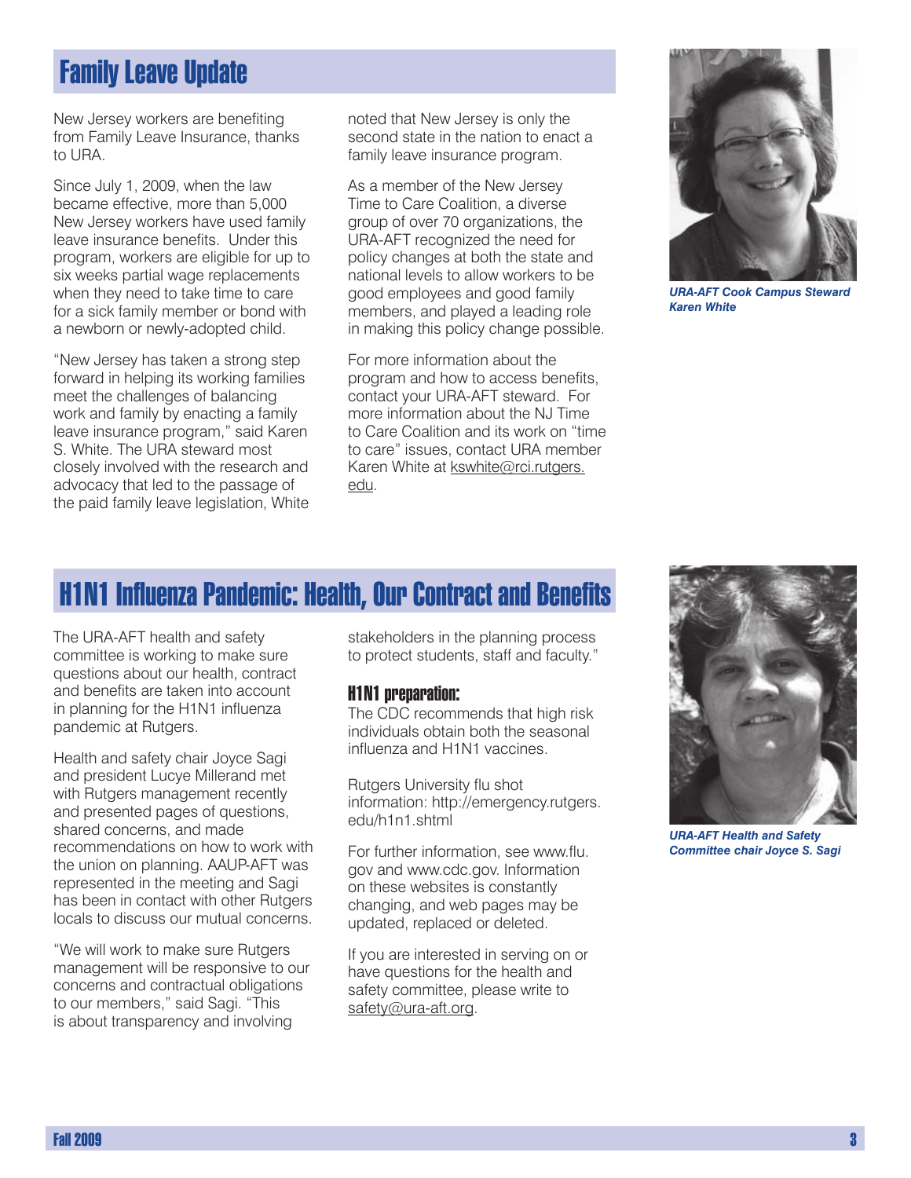## Family Leave Update

New Jersey workers are benefiting from Family Leave Insurance, thanks to URA.

Since July 1, 2009, when the law became effective, more than 5,000 New Jersey workers have used family leave insurance benefits. Under this program, workers are eligible for up to six weeks partial wage replacements when they need to take time to care for a sick family member or bond with a newborn or newly-adopted child.

"New Jersey has taken a strong step forward in helping its working families meet the challenges of balancing work and family by enacting a family leave insurance program," said Karen S. White. The URA steward most closely involved with the research and advocacy that led to the passage of the paid family leave legislation, White noted that New Jersey is only the second state in the nation to enact a family leave insurance program.

As a member of the New Jersey Time to Care Coalition, a diverse group of over 70 organizations, the URA-AFT recognized the need for policy changes at both the state and national levels to allow workers to be good employees and good family members, and played a leading role in making this policy change possible.

For more information about the program and how to access benefits, contact your URA-AFT steward. For more information about the NJ Time to Care Coalition and its work on "time to care" issues, contact URA member Karen White at kswhite@rci.rutgers.edu.

***URA-AFT Cook Campus Steward Karen White***

## H1N1 Influenza Pandemic: Health, Our Contract and Benefits

The URA-AFT health and safety committee is working to make sure questions about our health, contract and benefits are taken into account in planning for the H1N1 influenza pandemic at Rutgers.

Health and safety chair Joyce Sagi and president Lucye Millerand met with Rutgers management recently and presented pages of questions, shared concerns, and made recommendations on how to work with the union on planning. AAUP-AFT was represented in the meeting and Sagi has been in contact with other Rutgers locals to discuss our mutual concerns.

"We will work to make sure Rutgers management will be responsive to our concerns and contractual obligations to our members," said Sagi. "This is about transparency and involving stakeholders in the planning process to protect students, staff and faculty."

### H1N1 preparation:

The CDC recommends that high risk individuals obtain both the seasonal influenza and H1N1 vaccines.

Rutgers University flu shot information: http://emergency.rutgers.edu/h1n1.shtml

For further information, see www.flu.gov and www.cdc.gov. Information on these websites is constantly changing, and web pages may be updated, replaced or deleted.

If you are interested in serving on or have questions for the health and safety committee, please write to safety@ura-aft.org.

***URA-AFT Health and Safety Committee chair Joyce S. Sagi***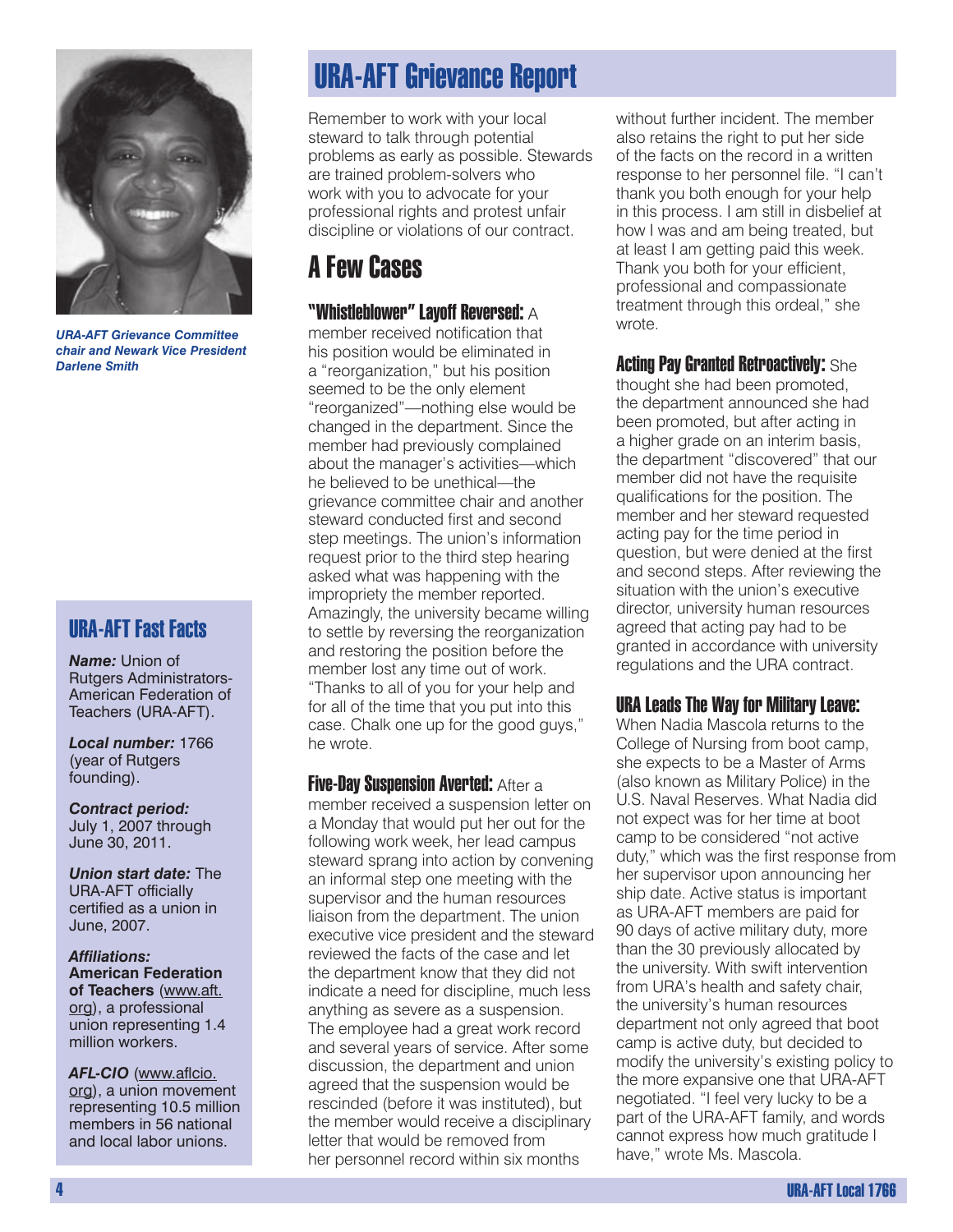*URA-AFT Grievance Committee chair and Newark Vice President Darlene Smith*

## URA-AFT Fast Facts

***Name:*** Union of Rutgers Administrators-American Federation of Teachers (URA-AFT).

***Local number:*** 1766 (year of Rutgers founding).

***Contract period:*** July 1, 2007 through June 30, 2011.

***Union start date:*** The URA-AFT officially certified as a union in June, 2007.

***Affiliations:***
**American Federation of Teachers** (www.aft.org), a professional union representing 1.4 million workers.

***AFL-CIO*** (www.aflcio.org), a union movement representing 10.5 million members in 56 national and local labor unions.

# URA-AFT Grievance Report

Remember to work with your local steward to talk through potential problems as early as possible. Stewards are trained problem-solvers who work with you to advocate for your professional rights and protest unfair discipline or violations of our contract.

## A Few Cases

**"Whistleblower" Layoff Reversed:** A member received notification that his position would be eliminated in a "reorganization," but his position seemed to be the only element "reorganized"—nothing else would be changed in the department. Since the member had previously complained about the manager's activities—which he believed to be unethical—the grievance committee chair and another steward conducted first and second step meetings. The union's information request prior to the third step hearing asked what was happening with the impropriety the member reported. Amazingly, the university became willing to settle by reversing the reorganization and restoring the position before the member lost any time out of work. "Thanks to all of you for your help and for all of the time that you put into this case. Chalk one up for the good guys," he wrote.

**Five-Day Suspension Averted:** After a member received a suspension letter on a Monday that would put her out for the following work week, her lead campus steward sprang into action by convening an informal step one meeting with the supervisor and the human resources liaison from the department. The union executive vice president and the steward reviewed the facts of the case and let the department know that they did not indicate a need for discipline, much less anything as severe as a suspension. The employee had a great work record and several years of service. After some discussion, the department and union agreed that the suspension would be rescinded (before it was instituted), but the member would receive a disciplinary letter that would be removed from her personnel record within six months without further incident. The member also retains the right to put her side of the facts on the record in a written response to her personnel file. "I can't thank you both enough for your help in this process. I am still in disbelief at how I was and am being treated, but at least I am getting paid this week. Thank you both for your efficient, professional and compassionate treatment through this ordeal," she wrote.

**Acting Pay Granted Retroactively:** She thought she had been promoted, the department announced she had been promoted, but after acting in a higher grade on an interim basis, the department "discovered" that our member did not have the requisite qualifications for the position. The member and her steward requested acting pay for the time period in question, but were denied at the first and second steps. After reviewing the situation with the union's executive director, university human resources agreed that acting pay had to be granted in accordance with university regulations and the URA contract.

**URA Leads The Way for Military Leave:** When Nadia Mascola returns to the College of Nursing from boot camp, she expects to be a Master of Arms (also known as Military Police) in the U.S. Naval Reserves. What Nadia did not expect was for her time at boot camp to be considered "not active duty," which was the first response from her supervisor upon announcing her ship date. Active status is important as URA-AFT members are paid for 90 days of active military duty, more than the 30 previously allocated by the university. With swift intervention from URA's health and safety chair, the university's human resources department not only agreed that boot camp is active duty, but decided to modify the university's existing policy to the more expansive one that URA-AFT negotiated. "I feel very lucky to be a part of the URA-AFT family, and words cannot express how much gratitude I have," wrote Ms. Mascola.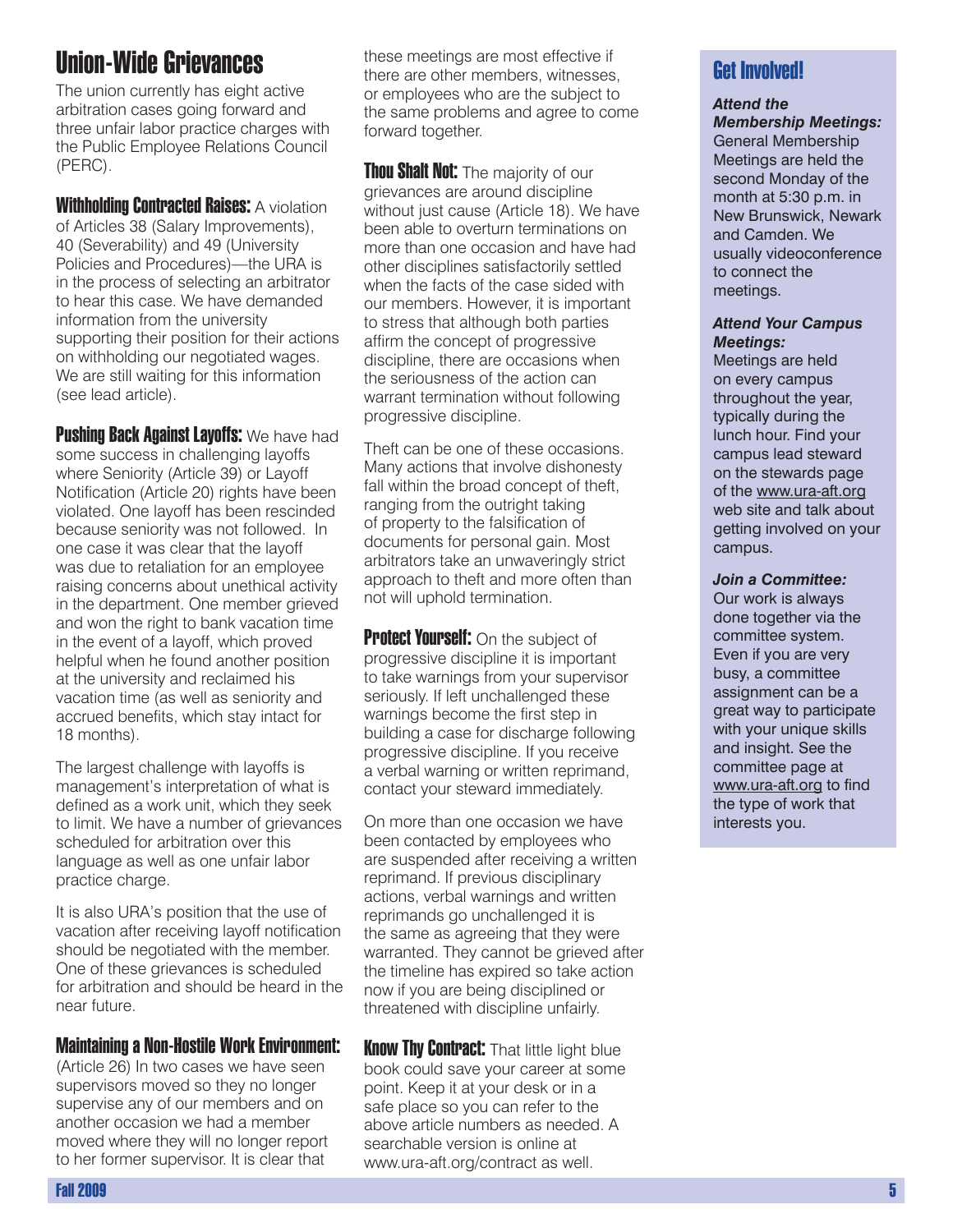# Union-Wide Grievances

The union currently has eight active arbitration cases going forward and three unfair labor practice charges with the Public Employee Relations Council (PERC).

**Withholding Contracted Raises:** A violation of Articles 38 (Salary Improvements), 40 (Severability) and 49 (University Policies and Procedures)—the URA is in the process of selecting an arbitrator to hear this case. We have demanded information from the university supporting their position for their actions on withholding our negotiated wages. We are still waiting for this information (see lead article).

**Pushing Back Against Layoffs:** We have had some success in challenging layoffs where Seniority (Article 39) or Layoff Notification (Article 20) rights have been violated. One layoff has been rescinded because seniority was not followed. In one case it was clear that the layoff was due to retaliation for an employee raising concerns about unethical activity in the department. One member grieved and won the right to bank vacation time in the event of a layoff, which proved helpful when he found another position at the university and reclaimed his vacation time (as well as seniority and accrued benefits, which stay intact for 18 months).

The largest challenge with layoffs is management's interpretation of what is defined as a work unit, which they seek to limit. We have a number of grievances scheduled for arbitration over this language as well as one unfair labor practice charge.

It is also URA's position that the use of vacation after receiving layoff notification should be negotiated with the member. One of these grievances is scheduled for arbitration and should be heard in the near future.

**Maintaining a Non-Hostile Work Environment:** (Article 26) In two cases we have seen supervisors moved so they no longer supervise any of our members and on another occasion we had a member moved where they will no longer report to her former supervisor. It is clear that these meetings are most effective if there are other members, witnesses, or employees who are the subject to the same problems and agree to come forward together.

**Thou Shalt Not:** The majority of our grievances are around discipline without just cause (Article 18). We have been able to overturn terminations on more than one occasion and have had other disciplines satisfactorily settled when the facts of the case sided with our members. However, it is important to stress that although both parties affirm the concept of progressive discipline, there are occasions when the seriousness of the action can warrant termination without following progressive discipline.

Theft can be one of these occasions. Many actions that involve dishonesty fall within the broad concept of theft, ranging from the outright taking of property to the falsification of documents for personal gain. Most arbitrators take an unwaveringly strict approach to theft and more often than not will uphold termination.

**Protect Yourself:** On the subject of progressive discipline it is important to take warnings from your supervisor seriously. If left unchallenged these warnings become the first step in building a case for discharge following progressive discipline. If you receive a verbal warning or written reprimand, contact your steward immediately.

On more than one occasion we have been contacted by employees who are suspended after receiving a written reprimand. If previous disciplinary actions, verbal warnings and written reprimands go unchallenged it is the same as agreeing that they were warranted. They cannot be grieved after the timeline has expired so take action now if you are being disciplined or threatened with discipline unfairly.

**Know Thy Contract:** That little light blue book could save your career at some point. Keep it at your desk or in a safe place so you can refer to the above article numbers as needed. A searchable version is online at www.ura-aft.org/contract as well.

## Get Involved!

***Attend the Membership Meetings:*** General Membership Meetings are held the second Monday of the month at 5:30 p.m. in New Brunswick, Newark and Camden. We usually videoconference to connect the meetings.

***Attend Your Campus Meetings:*** Meetings are held on every campus throughout the year, typically during the lunch hour. Find your campus lead steward on the stewards page of the www.ura-aft.org web site and talk about getting involved on your campus.

***Join a Committee:*** Our work is always done together via the committee system. Even if you are very busy, a committee assignment can be a great way to participate with your unique skills and insight. See the committee page at www.ura-aft.org to find the type of work that interests you.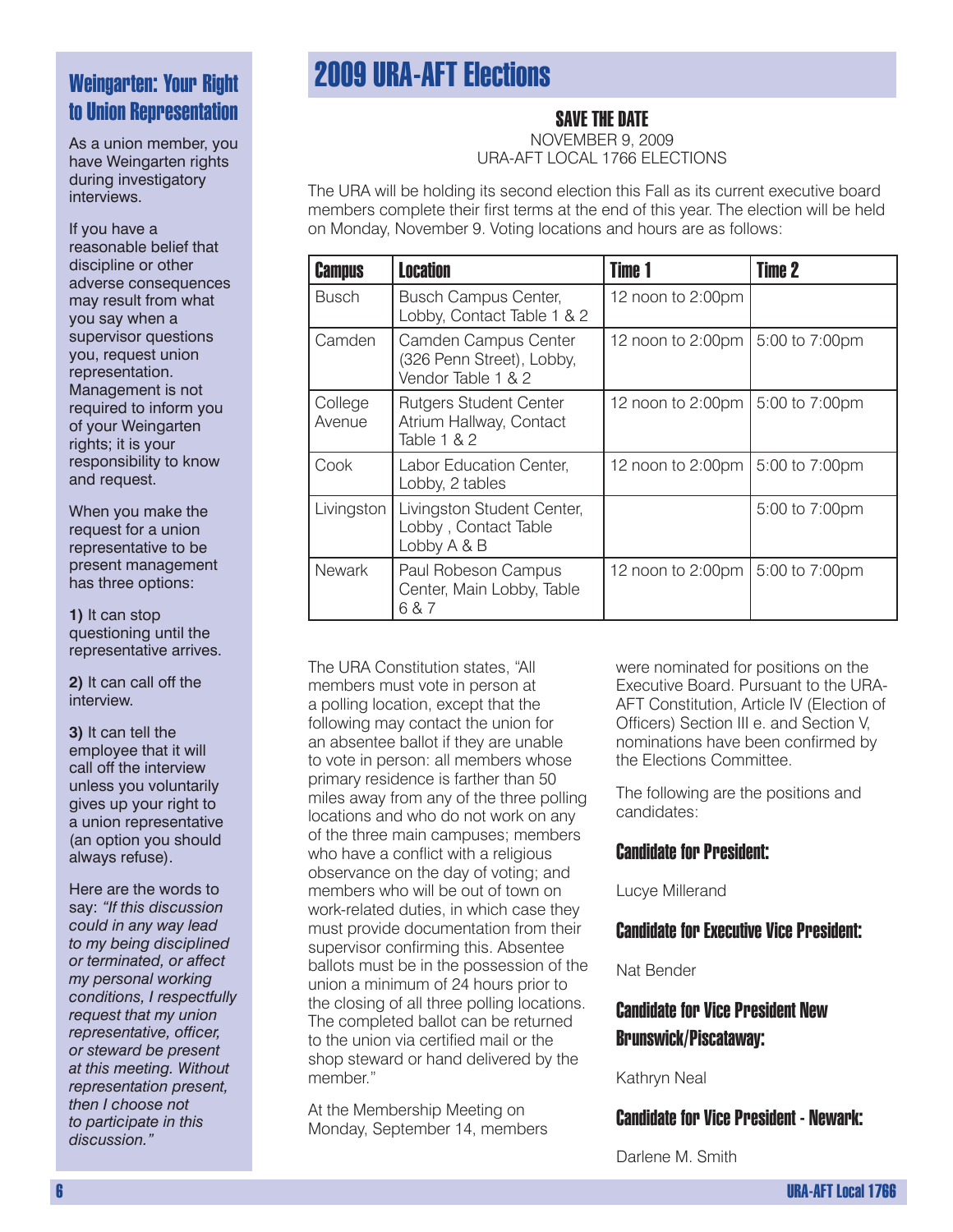## Weingarten: Your Right to Union Representation

As a union member, you have Weingarten rights during investigatory interviews.

If you have a reasonable belief that discipline or other adverse consequences may result from what you say when a supervisor questions you, request union representation. Management is not required to inform you of your Weingarten rights; it is your responsibility to know and request.

When you make the request for a union representative to be present management has three options:

**1)** It can stop questioning until the representative arrives.

**2)** It can call off the interview.

**3)** It can tell the employee that it will call off the interview unless you voluntarily gives up your right to a union representative (an option you should always refuse).

Here are the words to say: *"If this discussion could in any way lead to my being disciplined or terminated, or affect my personal working conditions, I respectfully request that my union representative, officer, or steward be present at this meeting. Without representation present, then I choose not to participate in this discussion."*

# 2009 URA-AFT Elections

### SAVE THE DATE

NOVEMBER 9, 2009
URA-AFT LOCAL 1766 ELECTIONS

The URA will be holding its second election this Fall as its current executive board members complete their first terms at the end of this year. The election will be held on Monday, November 9. Voting locations and hours are as follows:

| Campus | Location | Time 1 | Time 2 |
|---|---|---|---|
| Busch | Busch Campus Center, Lobby, Contact Table 1 & 2 | 12 noon to 2:00pm | |
| Camden | Camden Campus Center (326 Penn Street), Lobby, Vendor Table 1 & 2 | 12 noon to 2:00pm | 5:00 to 7:00pm |
| College Avenue | Rutgers Student Center Atrium Hallway, Contact Table 1 & 2 | 12 noon to 2:00pm | 5:00 to 7:00pm |
| Cook | Labor Education Center, Lobby, 2 tables | 12 noon to 2:00pm | 5:00 to 7:00pm |
| Livingston | Livingston Student Center, Lobby , Contact Table Lobby A & B | | 5:00 to 7:00pm |
| Newark | Paul Robeson Campus Center, Main Lobby, Table 6 & 7 | 12 noon to 2:00pm | 5:00 to 7:00pm |

The URA Constitution states, "All members must vote in person at a polling location, except that the following may contact the union for an absentee ballot if they are unable to vote in person: all members whose primary residence is farther than 50 miles away from any of the three polling locations and who do not work on any of the three main campuses; members who have a conflict with a religious observance on the day of voting; and members who will be out of town on work-related duties, in which case they must provide documentation from their supervisor confirming this. Absentee ballots must be in the possession of the union a minimum of 24 hours prior to the closing of all three polling locations. The completed ballot can be returned to the union via certified mail or the shop steward or hand delivered by the member."

At the Membership Meeting on Monday, September 14, members were nominated for positions on the Executive Board. Pursuant to the URA-AFT Constitution, Article IV (Election of Officers) Section III e. and Section V, nominations have been confirmed by the Elections Committee.

The following are the positions and candidates:

### Candidate for President:

Lucye Millerand

### Candidate for Executive Vice President:

Nat Bender

### Candidate for Vice President New Brunswick/Piscataway:

Kathryn Neal

### Candidate for Vice President - Newark:

Darlene M. Smith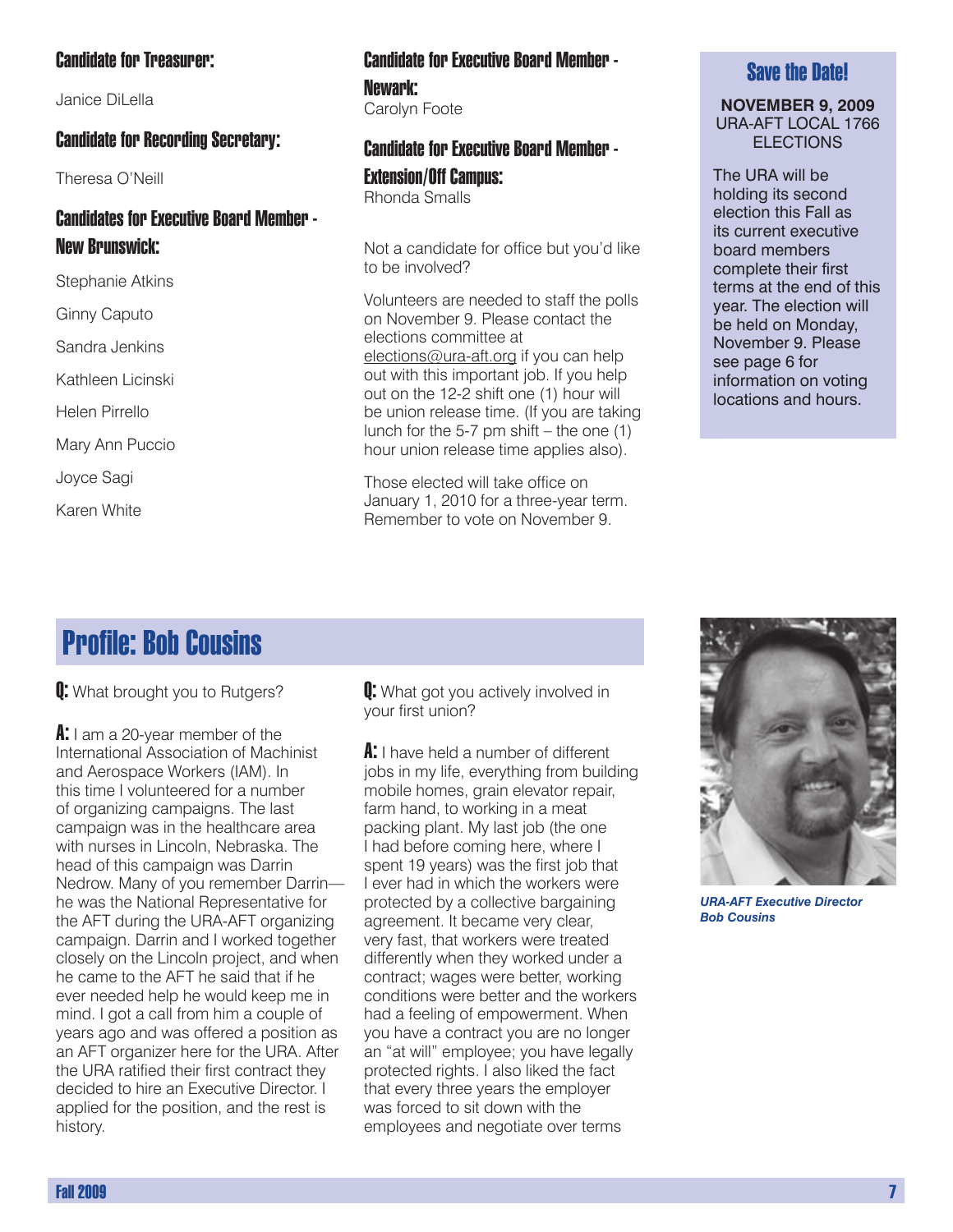### Candidate for Treasurer:

Janice DiLella

### Candidate for Recording Secretary:

Theresa O'Neill

### Candidates for Executive Board Member - New Brunswick:

Stephanie Atkins

Ginny Caputo

Sandra Jenkins

Kathleen Licinski

Helen Pirrello

Mary Ann Puccio

Joyce Sagi

Karen White

### Candidate for Executive Board Member - Newark:

Carolyn Foote

### Candidate for Executive Board Member - Extension/Off Campus:

Rhonda Smalls

Not a candidate for office but you'd like to be involved?

Volunteers are needed to staff the polls on November 9. Please contact the elections committee at elections@ura-aft.org if you can help out with this important job. If you help out on the 12-2 shift one (1) hour will be union release time. (If you are taking lunch for the 5-7 pm shift – the one (1) hour union release time applies also).

Those elected will take office on January 1, 2010 for a three-year term. Remember to vote on November 9.

### Save the Date!

**NOVEMBER 9, 2009**
URA-AFT LOCAL 1766
ELECTIONS

The URA will be holding its second election this Fall as its current executive board members complete their first terms at the end of this year. The election will be held on Monday, November 9. Please see page 6 for information on voting locations and hours.

## Profile: Bob Cousins

**Q:** What brought you to Rutgers?

**A:** I am a 20-year member of the International Association of Machinist and Aerospace Workers (IAM). In this time I volunteered for a number of organizing campaigns. The last campaign was in the healthcare area with nurses in Lincoln, Nebraska. The head of this campaign was Darrin Nedrow. Many of you remember Darrin—he was the National Representative for the AFT during the URA-AFT organizing campaign. Darrin and I worked together closely on the Lincoln project, and when he came to the AFT he said that if he ever needed help he would keep me in mind. I got a call from him a couple of years ago and was offered a position as an AFT organizer here for the URA. After the URA ratified their first contract they decided to hire an Executive Director. I applied for the position, and the rest is history.

**Q:** What got you actively involved in your first union?

**A:** I have held a number of different jobs in my life, everything from building mobile homes, grain elevator repair, farm hand, to working in a meat packing plant. My last job (the one I had before coming here, where I spent 19 years) was the first job that I ever had in which the workers were protected by a collective bargaining agreement. It became very clear, very fast, that workers were treated differently when they worked under a contract; wages were better, working conditions were better and the workers had a feeling of empowerment. When you have a contract you are no longer an "at will" employee; you have legally protected rights. I also liked the fact that every three years the employer was forced to sit down with the employees and negotiate over terms

*URA-AFT Executive Director Bob Cousins*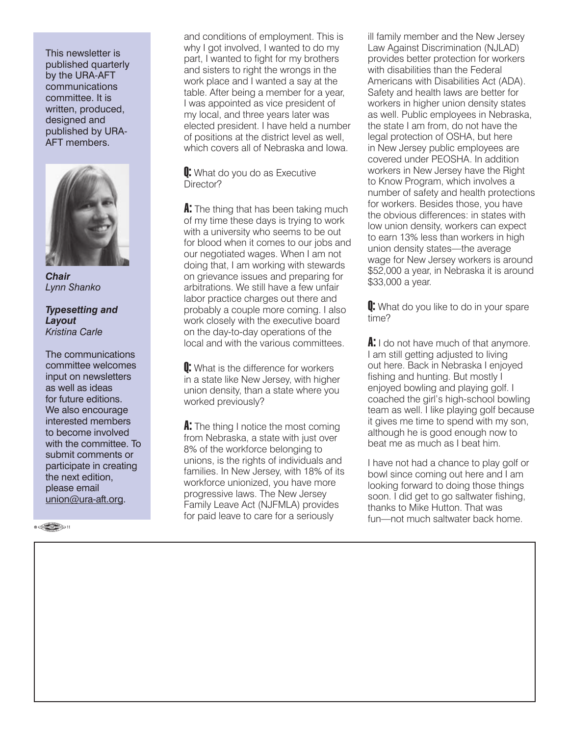This newsletter is published quarterly by the URA-AFT communications committee. It is written, produced, designed and published by URA-AFT members.

***Chair***
*Lynn Shanko*

***Typesetting and Layout***
*Kristina Carle*

The communications committee welcomes input on newsletters as well as ideas for future editions. We also encourage interested members to become involved with the committee. To submit comments or participate in creating the next edition, please email union@ura-aft.org.

and conditions of employment. This is why I got involved, I wanted to do my part, I wanted to fight for my brothers and sisters to right the wrongs in the work place and I wanted a say at the table. After being a member for a year, I was appointed as vice president of my local, and three years later was elected president. I have held a number of positions at the district level as well, which covers all of Nebraska and Iowa.

**Q:** What do you do as Executive Director?

**A:** The thing that has been taking much of my time these days is trying to work with a university who seems to be out for blood when it comes to our jobs and our negotiated wages. When I am not doing that, I am working with stewards on grievance issues and preparing for arbitrations. We still have a few unfair labor practice charges out there and probably a couple more coming. I also work closely with the executive board on the day-to-day operations of the local and with the various committees.

**Q:** What is the difference for workers in a state like New Jersey, with higher union density, than a state where you worked previously?

**A:** The thing I notice the most coming from Nebraska, a state with just over 8% of the workforce belonging to unions, is the rights of individuals and families. In New Jersey, with 18% of its workforce unionized, you have more progressive laws. The New Jersey Family Leave Act (NJFMLA) provides for paid leave to care for a seriously ill family member and the New Jersey Law Against Discrimination (NJLAD) provides better protection for workers with disabilities than the Federal Americans with Disabilities Act (ADA). Safety and health laws are better for workers in higher union density states as well. Public employees in Nebraska, the state I am from, do not have the legal protection of OSHA, but here in New Jersey public employees are covered under PEOSHA. In addition workers in New Jersey have the Right to Know Program, which involves a number of safety and health protections for workers. Besides those, you have the obvious differences: in states with low union density, workers can expect to earn 13% less than workers in high union density states—the average wage for New Jersey workers is around \$52,000 a year, in Nebraska it is around \$33,000 a year.

**Q:** What do you like to do in your spare time?

**A:** I do not have much of that anymore. I am still getting adjusted to living out here. Back in Nebraska I enjoyed fishing and hunting. But mostly I enjoyed bowling and playing golf. I coached the girl's high-school bowling team as well. I like playing golf because it gives me time to spend with my son, although he is good enough now to beat me as much as I beat him.

I have not had a chance to play golf or bowl since coming out here and I am looking forward to doing those things soon. I did get to go saltwater fishing, thanks to Mike Hutton. That was fun—not much saltwater back home.